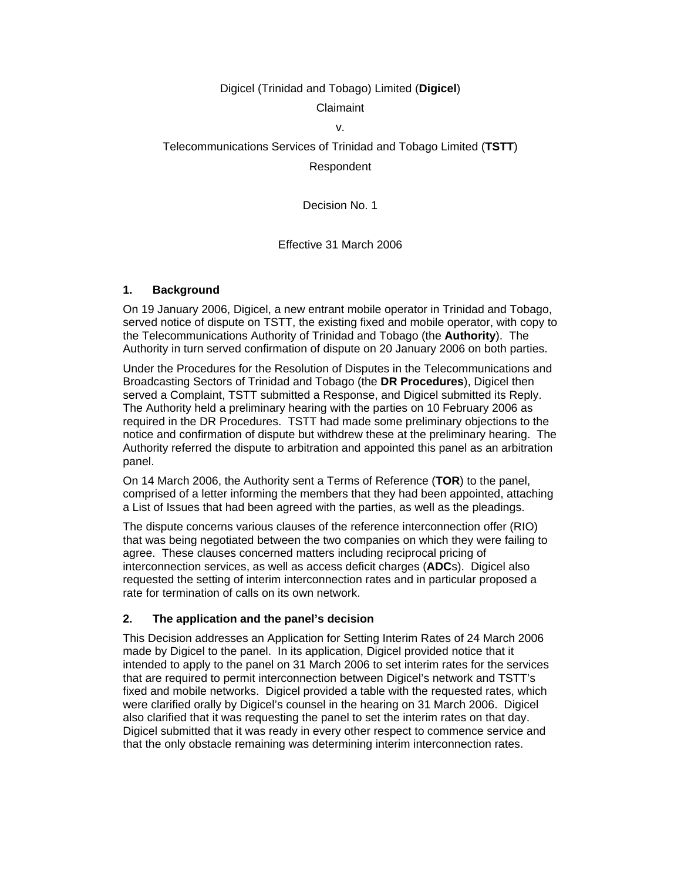Digicel (Trinidad and Tobago) Limited (**Digicel**)

Claimaint

v.

Telecommunications Services of Trinidad and Tobago Limited (**TSTT**)

Respondent

Decision No. 1

Effective 31 March 2006

## 1. Background

On 19 January 2006, Digicel, a new entrant mobile operator in Trinidad and Tobago, served notice of dispute on TSTT, the existing fixed and mobile operator, with copy to the Telecommunications Authority of Trinidad and Tobago (the **Authority**). The Authority in turn served confirmation of dispute on 20 January 2006 on both parties.

Under the Procedures for the Resolution of Disputes in the Telecommunications and Broadcasting Sectors of Trinidad and Tobago (the **DR Procedures**), Digicel then served a Complaint, TSTT submitted a Response, and Digicel submitted its Reply. The Authority held a preliminary hearing with the parties on 10 February 2006 as required in the DR Procedures. TSTT had made some preliminary objections to the notice and confirmation of dispute but withdrew these at the preliminary hearing. The Authority referred the dispute to arbitration and appointed this panel as an arbitration panel.

On 14 March 2006, the Authority sent a Terms of Reference (**TOR**) to the panel, comprised of a letter informing the members that they had been appointed, attaching a List of Issues that had been agreed with the parties, as well as the pleadings.

The dispute concerns various clauses of the reference interconnection offer (RIO) that was being negotiated between the two companies on which they were failing to agree. These clauses concerned matters including reciprocal pricing of interconnection services, as well as access deficit charges (**ADC**s). Digicel also requested the setting of interim interconnection rates and in particular proposed a rate for termination of calls on its own network.

## 2. The application and the panel's decision

This Decision addresses an Application for Setting Interim Rates of 24 March 2006 made by Digicel to the panel. In its application, Digicel provided notice that it intended to apply to the panel on 31 March 2006 to set interim rates for the services that are required to permit interconnection between Digicel's network and TSTT's fixed and mobile networks. Digicel provided a table with the requested rates, which were clarified orally by Digicel's counsel in the hearing on 31 March 2006. Digicel also clarified that it was requesting the panel to set the interim rates on that day. Digicel submitted that it was ready in every other respect to commence service and that the only obstacle remaining was determining interim interconnection rates.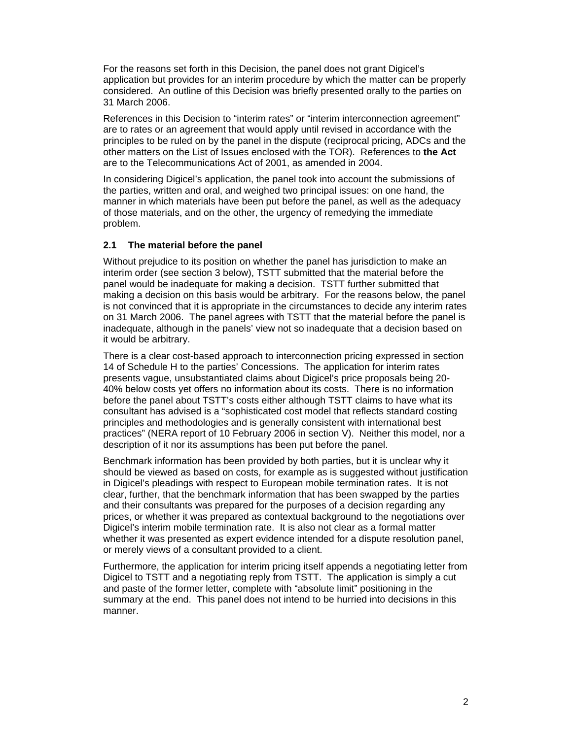For the reasons set forth in this Decision, the panel does not grant Digicel's application but provides for an interim procedure by which the matter can be properly considered. An outline of this Decision was briefly presented orally to the parties on 31 March 2006.

References in this Decision to "interim rates" or "interim interconnection agreement" are to rates or an agreement that would apply until revised in accordance with the principles to be ruled on by the panel in the dispute (reciprocal pricing, ADCs and the other matters on the List of Issues enclosed with the TOR). References to **the Act** are to the Telecommunications Act of 2001, as amended in 2004.

In considering Digicel's application, the panel took into account the submissions of the parties, written and oral, and weighed two principal issues: on one hand, the manner in which materials have been put before the panel, as well as the adequacy of those materials, and on the other, the urgency of remedying the immediate problem.

### 2.1 The material before the panel

Without prejudice to its position on whether the panel has jurisdiction to make an interim order (see section 3 below), TSTT submitted that the material before the panel would be inadequate for making a decision. TSTT further submitted that making a decision on this basis would be arbitrary. For the reasons below, the panel is not convinced that it is appropriate in the circumstances to decide any interim rates on 31 March 2006. The panel agrees with TSTT that the material before the panel is inadequate, although in the panels' view not so inadequate that a decision based on it would be arbitrary.

There is a clear cost-based approach to interconnection pricing expressed in section 14 of Schedule H to the parties' Concessions. The application for interim rates presents vague, unsubstantiated claims about Digicel's price proposals being 20-40% below costs yet offers no information about its costs. There is no information before the panel about TSTT's costs either although TSTT claims to have what its consultant has advised is a "sophisticated cost model that reflects standard costing principles and methodologies and is generally consistent with international best practices" (NERA report of 10 February 2006 in section V). Neither this model, nor a description of it nor its assumptions has been put before the panel.

Benchmark information has been provided by both parties, but it is unclear why it should be viewed as based on costs, for example as is suggested without justification in Digicel's pleadings with respect to European mobile termination rates. It is not clear, further, that the benchmark information that has been swapped by the parties and their consultants was prepared for the purposes of a decision regarding any prices, or whether it was prepared as contextual background to the negotiations over Digicel's interim mobile termination rate. It is also not clear as a formal matter whether it was presented as expert evidence intended for a dispute resolution panel, or merely views of a consultant provided to a client.

Furthermore, the application for interim pricing itself appends a negotiating letter from Digicel to TSTT and a negotiating reply from TSTT. The application is simply a cut and paste of the former letter, complete with "absolute limit" positioning in the summary at the end. This panel does not intend to be hurried into decisions in this manner.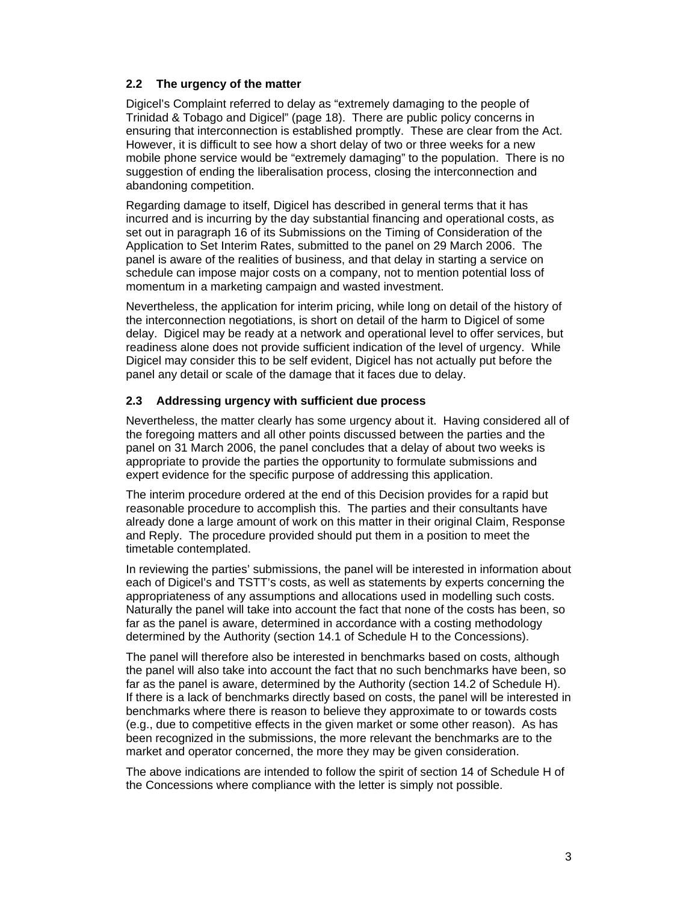### 2.2 The urgency of the matter

Digicel's Complaint referred to delay as "extremely damaging to the people of Trinidad & Tobago and Digicel" (page 18). There are public policy concerns in ensuring that interconnection is established promptly. These are clear from the Act. However, it is difficult to see how a short delay of two or three weeks for a new mobile phone service would be "extremely damaging" to the population. There is no suggestion of ending the liberalisation process, closing the interconnection and abandoning competition.

Regarding damage to itself, Digicel has described in general terms that it has incurred and is incurring by the day substantial financing and operational costs, as set out in paragraph 16 of its Submissions on the Timing of Consideration of the Application to Set Interim Rates, submitted to the panel on 29 March 2006. The panel is aware of the realities of business, and that delay in starting a service on schedule can impose major costs on a company, not to mention potential loss of momentum in a marketing campaign and wasted investment.

Nevertheless, the application for interim pricing, while long on detail of the history of the interconnection negotiations, is short on detail of the harm to Digicel of some delay. Digicel may be ready at a network and operational level to offer services, but readiness alone does not provide sufficient indication of the level of urgency. While Digicel may consider this to be self evident, Digicel has not actually put before the panel any detail or scale of the damage that it faces due to delay.

### 2.3 Addressing urgency with sufficient due process

Nevertheless, the matter clearly has some urgency about it. Having considered all of the foregoing matters and all other points discussed between the parties and the panel on 31 March 2006, the panel concludes that a delay of about two weeks is appropriate to provide the parties the opportunity to formulate submissions and expert evidence for the specific purpose of addressing this application.

The interim procedure ordered at the end of this Decision provides for a rapid but reasonable procedure to accomplish this. The parties and their consultants have already done a large amount of work on this matter in their original Claim, Response and Reply. The procedure provided should put them in a position to meet the timetable contemplated.

In reviewing the parties' submissions, the panel will be interested in information about each of Digicel's and TSTT's costs, as well as statements by experts concerning the appropriateness of any assumptions and allocations used in modelling such costs. Naturally the panel will take into account the fact that none of the costs has been, so far as the panel is aware, determined in accordance with a costing methodology determined by the Authority (section 14.1 of Schedule H to the Concessions).

The panel will therefore also be interested in benchmarks based on costs, although the panel will also take into account the fact that no such benchmarks have been, so far as the panel is aware, determined by the Authority (section 14.2 of Schedule H). If there is a lack of benchmarks directly based on costs, the panel will be interested in benchmarks where there is reason to believe they approximate to or towards costs (e.g., due to competitive effects in the given market or some other reason). As has been recognized in the submissions, the more relevant the benchmarks are to the market and operator concerned, the more they may be given consideration.

The above indications are intended to follow the spirit of section 14 of Schedule H of the Concessions where compliance with the letter is simply not possible.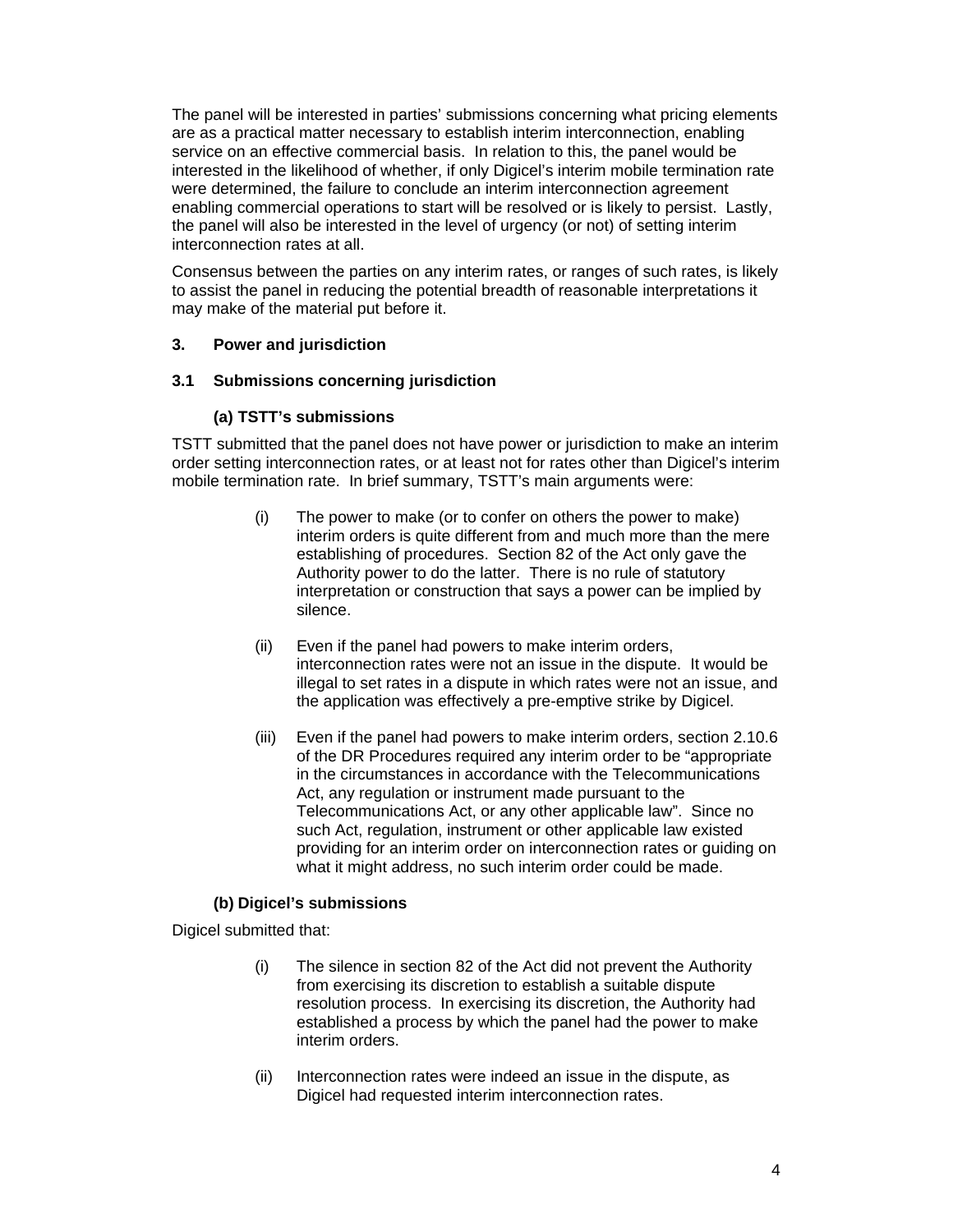The panel will be interested in parties' submissions concerning what pricing elements are as a practical matter necessary to establish interim interconnection, enabling service on an effective commercial basis. In relation to this, the panel would be interested in the likelihood of whether, if only Digicel's interim mobile termination rate were determined, the failure to conclude an interim interconnection agreement enabling commercial operations to start will be resolved or is likely to persist. Lastly, the panel will also be interested in the level of urgency (or not) of setting interim interconnection rates at all.

Consensus between the parties on any interim rates, or ranges of such rates, is likely to assist the panel in reducing the potential breadth of reasonable interpretations it may make of the material put before it.

## 3. Power and jurisdiction

### 3.1 Submissions concerning jurisdiction

#### (a) TSTT's submissions

TSTT submitted that the panel does not have power or jurisdiction to make an interim order setting interconnection rates, or at least not for rates other than Digicel's interim mobile termination rate. In brief summary, TSTT's main arguments were:

(i) The power to make (or to confer on others the power to make) interim orders is quite different from and much more than the mere establishing of procedures. Section 82 of the Act only gave the Authority power to do the latter. There is no rule of statutory interpretation or construction that says a power can be implied by silence.

(ii) Even if the panel had powers to make interim orders, interconnection rates were not an issue in the dispute. It would be illegal to set rates in a dispute in which rates were not an issue, and the application was effectively a pre-emptive strike by Digicel.

(iii) Even if the panel had powers to make interim orders, section 2.10.6 of the DR Procedures required any interim order to be "appropriate in the circumstances in accordance with the Telecommunications Act, any regulation or instrument made pursuant to the Telecommunications Act, or any other applicable law". Since no such Act, regulation, instrument or other applicable law existed providing for an interim order on interconnection rates or guiding on what it might address, no such interim order could be made.

#### (b) Digicel's submissions

Digicel submitted that:

(i) The silence in section 82 of the Act did not prevent the Authority from exercising its discretion to establish a suitable dispute resolution process. In exercising its discretion, the Authority had established a process by which the panel had the power to make interim orders.

(ii) Interconnection rates were indeed an issue in the dispute, as Digicel had requested interim interconnection rates.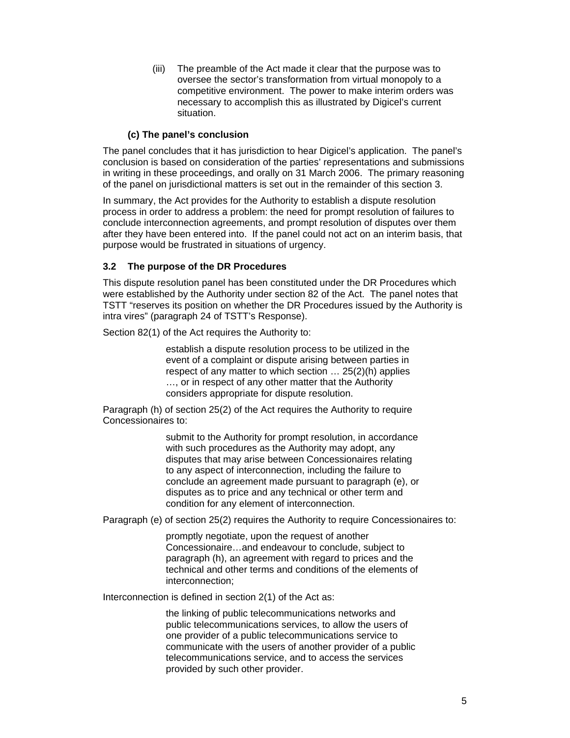(iii) The preamble of the Act made it clear that the purpose was to oversee the sector's transformation from virtual monopoly to a competitive environment. The power to make interim orders was necessary to accomplish this as illustrated by Digicel's current situation.

#### (c) The panel's conclusion

The panel concludes that it has jurisdiction to hear Digicel's application. The panel's conclusion is based on consideration of the parties' representations and submissions in writing in these proceedings, and orally on 31 March 2006. The primary reasoning of the panel on jurisdictional matters is set out in the remainder of this section 3.

In summary, the Act provides for the Authority to establish a dispute resolution process in order to address a problem: the need for prompt resolution of failures to conclude interconnection agreements, and prompt resolution of disputes over them after they have been entered into. If the panel could not act on an interim basis, that purpose would be frustrated in situations of urgency.

### 3.2 The purpose of the DR Procedures

This dispute resolution panel has been constituted under the DR Procedures which were established by the Authority under section 82 of the Act. The panel notes that TSTT "reserves its position on whether the DR Procedures issued by the Authority is intra vires" (paragraph 24 of TSTT's Response).

Section 82(1) of the Act requires the Authority to:

> establish a dispute resolution process to be utilized in the event of a complaint or dispute arising between parties in respect of any matter to which section … 25(2)(h) applies …, or in respect of any other matter that the Authority considers appropriate for dispute resolution.

Paragraph (h) of section 25(2) of the Act requires the Authority to require Concessionaires to:

> submit to the Authority for prompt resolution, in accordance with such procedures as the Authority may adopt, any disputes that may arise between Concessionaires relating to any aspect of interconnection, including the failure to conclude an agreement made pursuant to paragraph (e), or disputes as to price and any technical or other term and condition for any element of interconnection.

Paragraph (e) of section 25(2) requires the Authority to require Concessionaires to:

> promptly negotiate, upon the request of another Concessionaire…and endeavour to conclude, subject to paragraph (h), an agreement with regard to prices and the technical and other terms and conditions of the elements of interconnection;

Interconnection is defined in section 2(1) of the Act as:

> the linking of public telecommunications networks and public telecommunications services, to allow the users of one provider of a public telecommunications service to communicate with the users of another provider of a public telecommunications service, and to access the services provided by such other provider.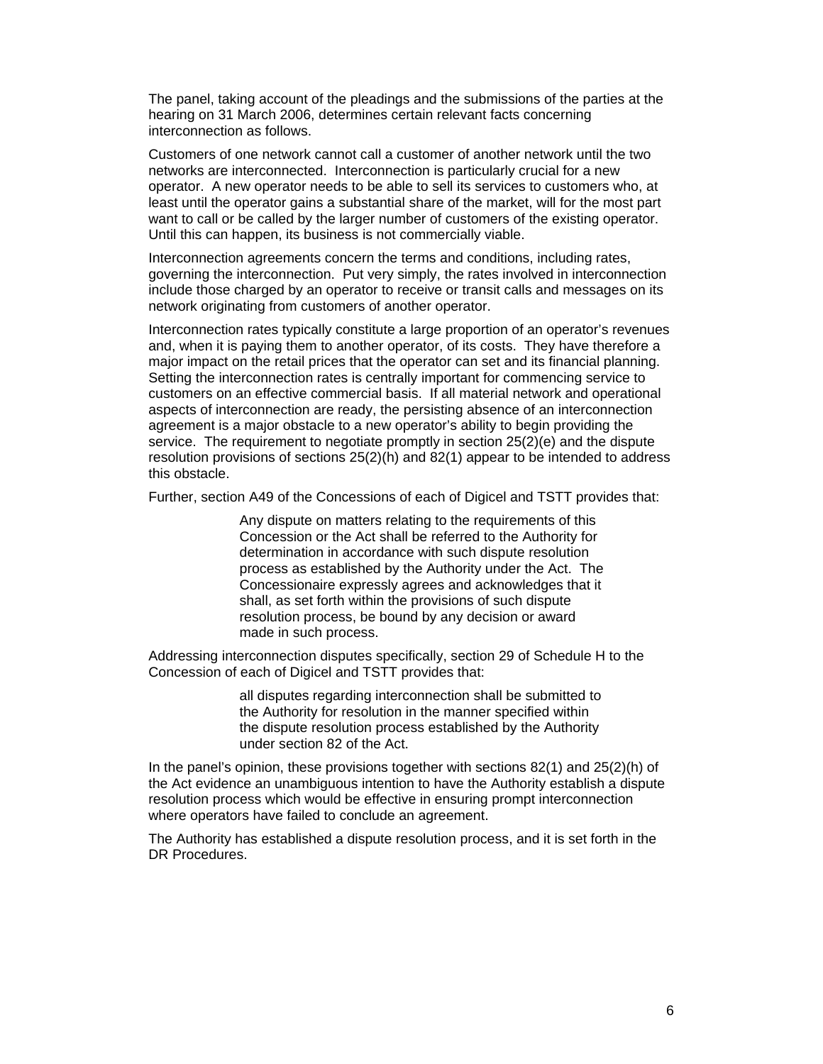The panel, taking account of the pleadings and the submissions of the parties at the hearing on 31 March 2006, determines certain relevant facts concerning interconnection as follows.

Customers of one network cannot call a customer of another network until the two networks are interconnected. Interconnection is particularly crucial for a new operator. A new operator needs to be able to sell its services to customers who, at least until the operator gains a substantial share of the market, will for the most part want to call or be called by the larger number of customers of the existing operator. Until this can happen, its business is not commercially viable.

Interconnection agreements concern the terms and conditions, including rates, governing the interconnection. Put very simply, the rates involved in interconnection include those charged by an operator to receive or transit calls and messages on its network originating from customers of another operator.

Interconnection rates typically constitute a large proportion of an operator's revenues and, when it is paying them to another operator, of its costs. They have therefore a major impact on the retail prices that the operator can set and its financial planning. Setting the interconnection rates is centrally important for commencing service to customers on an effective commercial basis. If all material network and operational aspects of interconnection are ready, the persisting absence of an interconnection agreement is a major obstacle to a new operator's ability to begin providing the service. The requirement to negotiate promptly in section 25(2)(e) and the dispute resolution provisions of sections 25(2)(h) and 82(1) appear to be intended to address this obstacle.

Further, section A49 of the Concessions of each of Digicel and TSTT provides that:

> Any dispute on matters relating to the requirements of this Concession or the Act shall be referred to the Authority for determination in accordance with such dispute resolution process as established by the Authority under the Act. The Concessionaire expressly agrees and acknowledges that it shall, as set forth within the provisions of such dispute resolution process, be bound by any decision or award made in such process.

Addressing interconnection disputes specifically, section 29 of Schedule H to the Concession of each of Digicel and TSTT provides that:

> all disputes regarding interconnection shall be submitted to the Authority for resolution in the manner specified within the dispute resolution process established by the Authority under section 82 of the Act.

In the panel's opinion, these provisions together with sections 82(1) and 25(2)(h) of the Act evidence an unambiguous intention to have the Authority establish a dispute resolution process which would be effective in ensuring prompt interconnection where operators have failed to conclude an agreement.

The Authority has established a dispute resolution process, and it is set forth in the DR Procedures.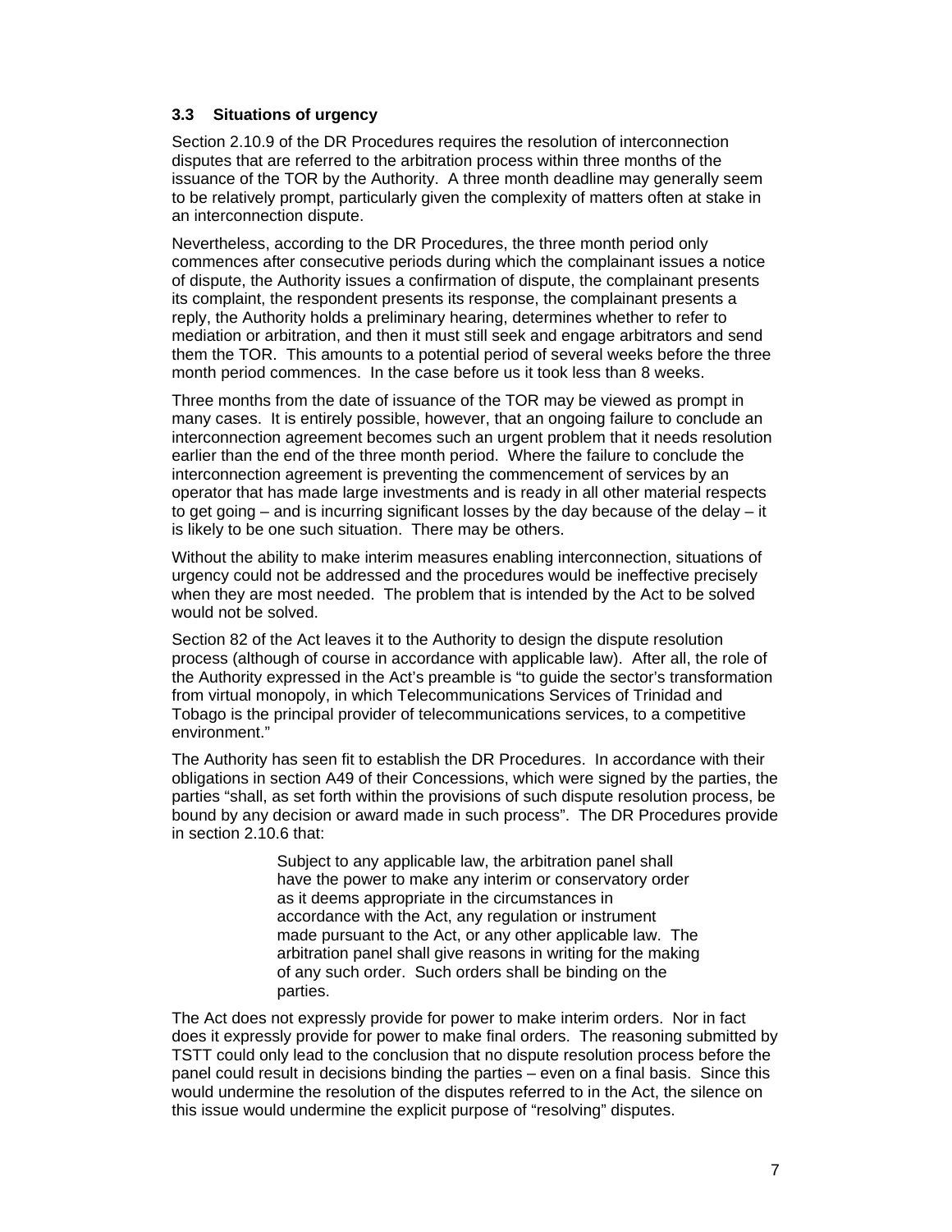### 3.3 Situations of urgency

Section 2.10.9 of the DR Procedures requires the resolution of interconnection disputes that are referred to the arbitration process within three months of the issuance of the TOR by the Authority. A three month deadline may generally seem to be relatively prompt, particularly given the complexity of matters often at stake in an interconnection dispute.

Nevertheless, according to the DR Procedures, the three month period only commences after consecutive periods during which the complainant issues a notice of dispute, the Authority issues a confirmation of dispute, the complainant presents its complaint, the respondent presents its response, the complainant presents a reply, the Authority holds a preliminary hearing, determines whether to refer to mediation or arbitration, and then it must still seek and engage arbitrators and send them the TOR. This amounts to a potential period of several weeks before the three month period commences. In the case before us it took less than 8 weeks.

Three months from the date of issuance of the TOR may be viewed as prompt in many cases. It is entirely possible, however, that an ongoing failure to conclude an interconnection agreement becomes such an urgent problem that it needs resolution earlier than the end of the three month period. Where the failure to conclude the interconnection agreement is preventing the commencement of services by an operator that has made large investments and is ready in all other material respects to get going – and is incurring significant losses by the day because of the delay – it is likely to be one such situation. There may be others.

Without the ability to make interim measures enabling interconnection, situations of urgency could not be addressed and the procedures would be ineffective precisely when they are most needed. The problem that is intended by the Act to be solved would not be solved.

Section 82 of the Act leaves it to the Authority to design the dispute resolution process (although of course in accordance with applicable law). After all, the role of the Authority expressed in the Act's preamble is "to guide the sector's transformation from virtual monopoly, in which Telecommunications Services of Trinidad and Tobago is the principal provider of telecommunications services, to a competitive environment."

The Authority has seen fit to establish the DR Procedures. In accordance with their obligations in section A49 of their Concessions, which were signed by the parties, the parties "shall, as set forth within the provisions of such dispute resolution process, be bound by any decision or award made in such process". The DR Procedures provide in section 2.10.6 that:

> Subject to any applicable law, the arbitration panel shall have the power to make any interim or conservatory order as it deems appropriate in the circumstances in accordance with the Act, any regulation or instrument made pursuant to the Act, or any other applicable law. The arbitration panel shall give reasons in writing for the making of any such order. Such orders shall be binding on the parties.

The Act does not expressly provide for power to make interim orders. Nor in fact does it expressly provide for power to make final orders. The reasoning submitted by TSTT could only lead to the conclusion that no dispute resolution process before the panel could result in decisions binding the parties – even on a final basis. Since this would undermine the resolution of the disputes referred to in the Act, the silence on this issue would undermine the explicit purpose of "resolving" disputes.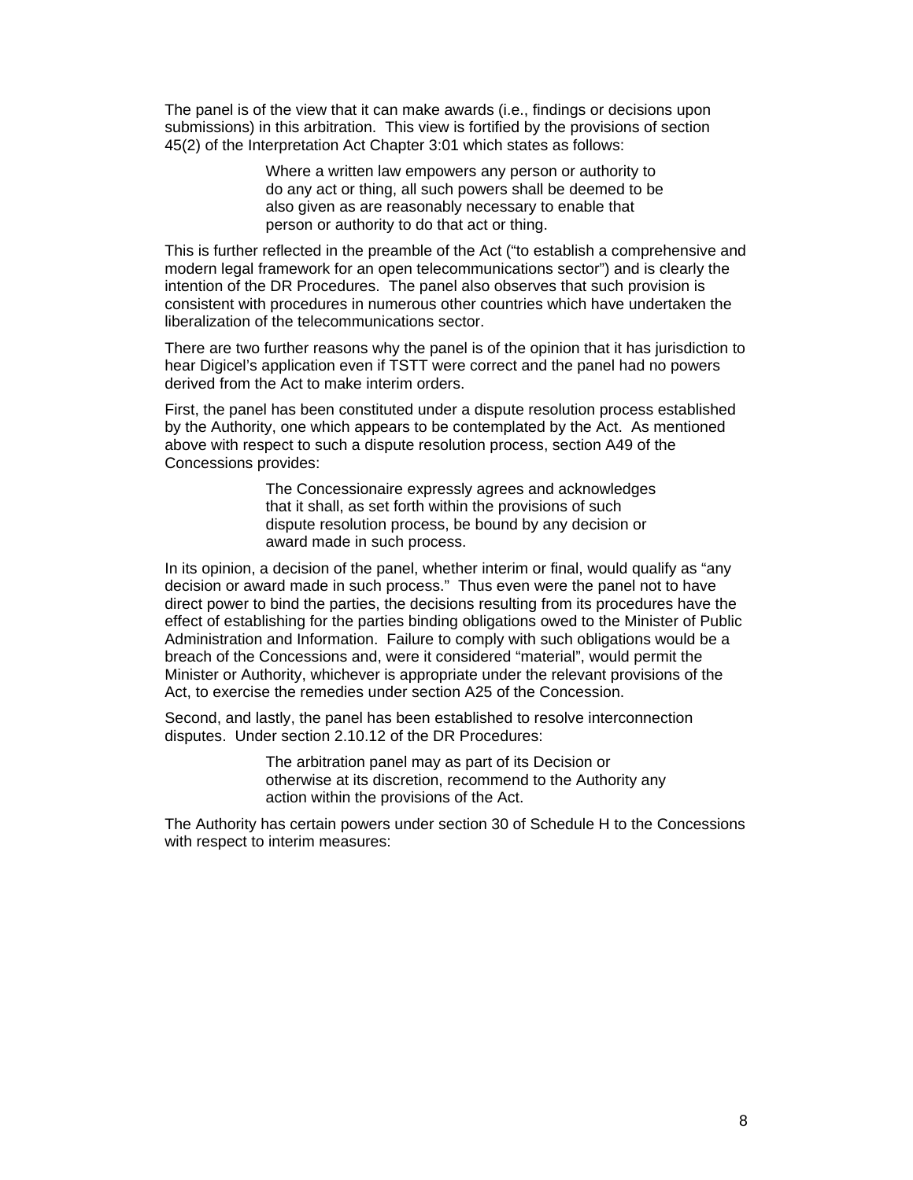The panel is of the view that it can make awards (i.e., findings or decisions upon submissions) in this arbitration. This view is fortified by the provisions of section 45(2) of the Interpretation Act Chapter 3:01 which states as follows:

> Where a written law empowers any person or authority to do any act or thing, all such powers shall be deemed to be also given as are reasonably necessary to enable that person or authority to do that act or thing.

This is further reflected in the preamble of the Act ("to establish a comprehensive and modern legal framework for an open telecommunications sector") and is clearly the intention of the DR Procedures. The panel also observes that such provision is consistent with procedures in numerous other countries which have undertaken the liberalization of the telecommunications sector.

There are two further reasons why the panel is of the opinion that it has jurisdiction to hear Digicel's application even if TSTT were correct and the panel had no powers derived from the Act to make interim orders.

First, the panel has been constituted under a dispute resolution process established by the Authority, one which appears to be contemplated by the Act. As mentioned above with respect to such a dispute resolution process, section A49 of the Concessions provides:

> The Concessionaire expressly agrees and acknowledges that it shall, as set forth within the provisions of such dispute resolution process, be bound by any decision or award made in such process.

In its opinion, a decision of the panel, whether interim or final, would qualify as "any decision or award made in such process." Thus even were the panel not to have direct power to bind the parties, the decisions resulting from its procedures have the effect of establishing for the parties binding obligations owed to the Minister of Public Administration and Information. Failure to comply with such obligations would be a breach of the Concessions and, were it considered "material", would permit the Minister or Authority, whichever is appropriate under the relevant provisions of the Act, to exercise the remedies under section A25 of the Concession.

Second, and lastly, the panel has been established to resolve interconnection disputes. Under section 2.10.12 of the DR Procedures:

> The arbitration panel may as part of its Decision or otherwise at its discretion, recommend to the Authority any action within the provisions of the Act.

The Authority has certain powers under section 30 of Schedule H to the Concessions with respect to interim measures: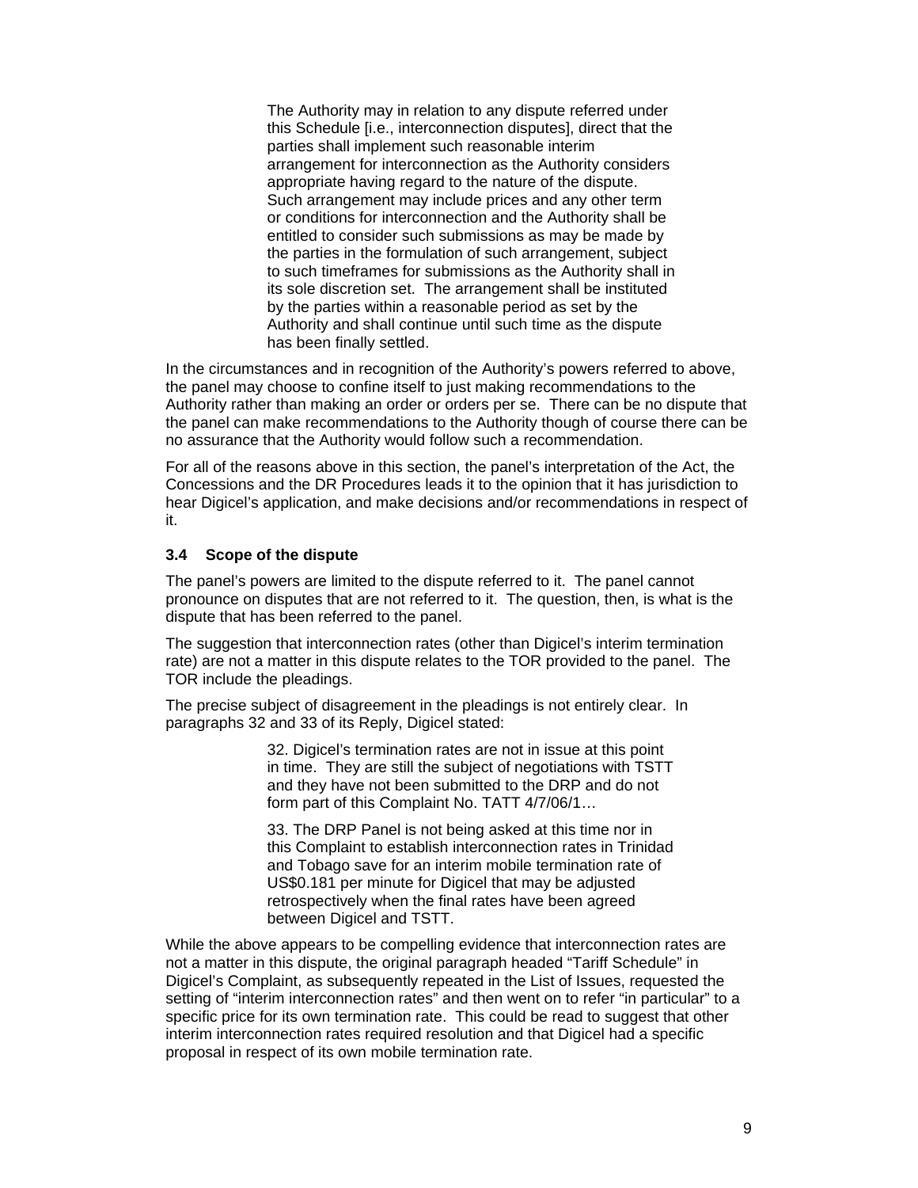> The Authority may in relation to any dispute referred under this Schedule [i.e., interconnection disputes], direct that the parties shall implement such reasonable interim arrangement for interconnection as the Authority considers appropriate having regard to the nature of the dispute. Such arrangement may include prices and any other term or conditions for interconnection and the Authority shall be entitled to consider such submissions as may be made by the parties in the formulation of such arrangement, subject to such timeframes for submissions as the Authority shall in its sole discretion set. The arrangement shall be instituted by the parties within a reasonable period as set by the Authority and shall continue until such time as the dispute has been finally settled.

In the circumstances and in recognition of the Authority's powers referred to above, the panel may choose to confine itself to just making recommendations to the Authority rather than making an order or orders per se. There can be no dispute that the panel can make recommendations to the Authority though of course there can be no assurance that the Authority would follow such a recommendation.

For all of the reasons above in this section, the panel's interpretation of the Act, the Concessions and the DR Procedures leads it to the opinion that it has jurisdiction to hear Digicel's application, and make decisions and/or recommendations in respect of it.

### 3.4 Scope of the dispute

The panel's powers are limited to the dispute referred to it. The panel cannot pronounce on disputes that are not referred to it. The question, then, is what is the dispute that has been referred to the panel.

The suggestion that interconnection rates (other than Digicel's interim termination rate) are not a matter in this dispute relates to the TOR provided to the panel. The TOR include the pleadings.

The precise subject of disagreement in the pleadings is not entirely clear. In paragraphs 32 and 33 of its Reply, Digicel stated:

> 32. Digicel's termination rates are not in issue at this point in time. They are still the subject of negotiations with TSTT and they have not been submitted to the DRP and do not form part of this Complaint No. TATT 4/7/06/1…
>
> 33. The DRP Panel is not being asked at this time nor in this Complaint to establish interconnection rates in Trinidad and Tobago save for an interim mobile termination rate of US$0.181 per minute for Digicel that may be adjusted retrospectively when the final rates have been agreed between Digicel and TSTT.

While the above appears to be compelling evidence that interconnection rates are not a matter in this dispute, the original paragraph headed "Tariff Schedule" in Digicel's Complaint, as subsequently repeated in the List of Issues, requested the setting of "interim interconnection rates" and then went on to refer "in particular" to a specific price for its own termination rate. This could be read to suggest that other interim interconnection rates required resolution and that Digicel had a specific proposal in respect of its own mobile termination rate.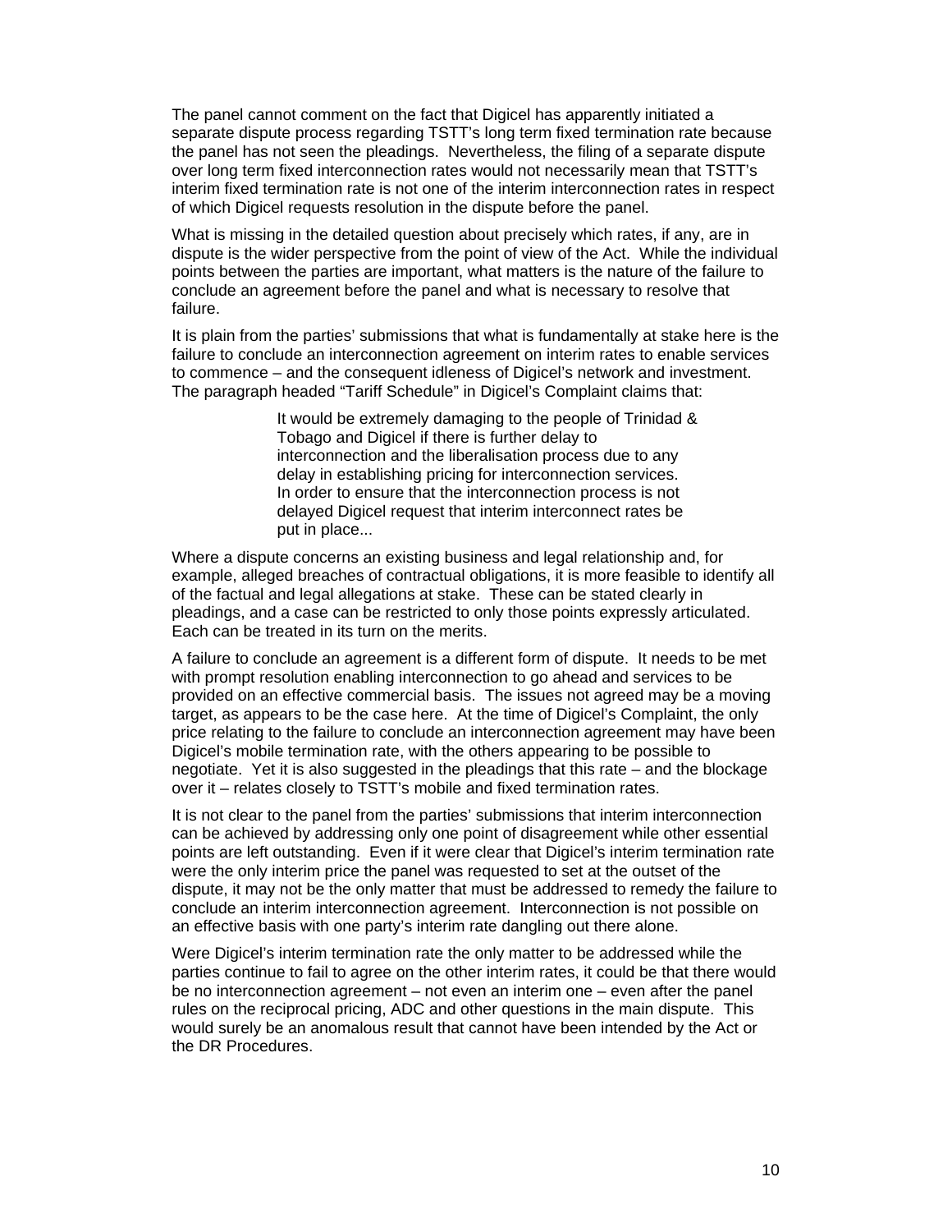The panel cannot comment on the fact that Digicel has apparently initiated a separate dispute process regarding TSTT's long term fixed termination rate because the panel has not seen the pleadings. Nevertheless, the filing of a separate dispute over long term fixed interconnection rates would not necessarily mean that TSTT's interim fixed termination rate is not one of the interim interconnection rates in respect of which Digicel requests resolution in the dispute before the panel.

What is missing in the detailed question about precisely which rates, if any, are in dispute is the wider perspective from the point of view of the Act. While the individual points between the parties are important, what matters is the nature of the failure to conclude an agreement before the panel and what is necessary to resolve that failure.

It is plain from the parties' submissions that what is fundamentally at stake here is the failure to conclude an interconnection agreement on interim rates to enable services to commence – and the consequent idleness of Digicel's network and investment. The paragraph headed "Tariff Schedule" in Digicel's Complaint claims that:

> It would be extremely damaging to the people of Trinidad & Tobago and Digicel if there is further delay to interconnection and the liberalisation process due to any delay in establishing pricing for interconnection services. In order to ensure that the interconnection process is not delayed Digicel request that interim interconnect rates be put in place...

Where a dispute concerns an existing business and legal relationship and, for example, alleged breaches of contractual obligations, it is more feasible to identify all of the factual and legal allegations at stake. These can be stated clearly in pleadings, and a case can be restricted to only those points expressly articulated. Each can be treated in its turn on the merits.

A failure to conclude an agreement is a different form of dispute. It needs to be met with prompt resolution enabling interconnection to go ahead and services to be provided on an effective commercial basis. The issues not agreed may be a moving target, as appears to be the case here. At the time of Digicel's Complaint, the only price relating to the failure to conclude an interconnection agreement may have been Digicel's mobile termination rate, with the others appearing to be possible to negotiate. Yet it is also suggested in the pleadings that this rate – and the blockage over it – relates closely to TSTT's mobile and fixed termination rates.

It is not clear to the panel from the parties' submissions that interim interconnection can be achieved by addressing only one point of disagreement while other essential points are left outstanding. Even if it were clear that Digicel's interim termination rate were the only interim price the panel was requested to set at the outset of the dispute, it may not be the only matter that must be addressed to remedy the failure to conclude an interim interconnection agreement. Interconnection is not possible on an effective basis with one party's interim rate dangling out there alone.

Were Digicel's interim termination rate the only matter to be addressed while the parties continue to fail to agree on the other interim rates, it could be that there would be no interconnection agreement – not even an interim one – even after the panel rules on the reciprocal pricing, ADC and other questions in the main dispute. This would surely be an anomalous result that cannot have been intended by the Act or the DR Procedures.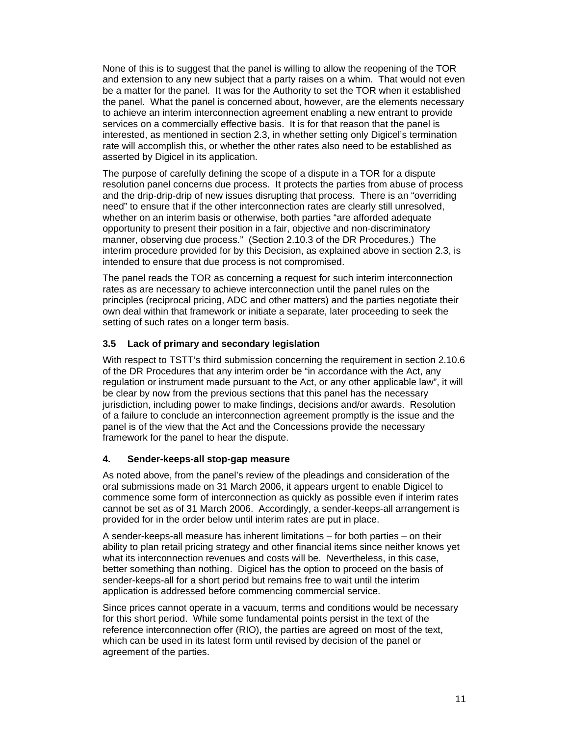None of this is to suggest that the panel is willing to allow the reopening of the TOR and extension to any new subject that a party raises on a whim. That would not even be a matter for the panel. It was for the Authority to set the TOR when it established the panel. What the panel is concerned about, however, are the elements necessary to achieve an interim interconnection agreement enabling a new entrant to provide services on a commercially effective basis. It is for that reason that the panel is interested, as mentioned in section 2.3, in whether setting only Digicel's termination rate will accomplish this, or whether the other rates also need to be established as asserted by Digicel in its application.

The purpose of carefully defining the scope of a dispute in a TOR for a dispute resolution panel concerns due process. It protects the parties from abuse of process and the drip-drip-drip of new issues disrupting that process. There is an "overriding need" to ensure that if the other interconnection rates are clearly still unresolved, whether on an interim basis or otherwise, both parties "are afforded adequate opportunity to present their position in a fair, objective and non-discriminatory manner, observing due process." (Section 2.10.3 of the DR Procedures.) The interim procedure provided for by this Decision, as explained above in section 2.3, is intended to ensure that due process is not compromised.

The panel reads the TOR as concerning a request for such interim interconnection rates as are necessary to achieve interconnection until the panel rules on the principles (reciprocal pricing, ADC and other matters) and the parties negotiate their own deal within that framework or initiate a separate, later proceeding to seek the setting of such rates on a longer term basis.

### 3.5 Lack of primary and secondary legislation

With respect to TSTT's third submission concerning the requirement in section 2.10.6 of the DR Procedures that any interim order be "in accordance with the Act, any regulation or instrument made pursuant to the Act, or any other applicable law", it will be clear by now from the previous sections that this panel has the necessary jurisdiction, including power to make findings, decisions and/or awards. Resolution of a failure to conclude an interconnection agreement promptly is the issue and the panel is of the view that the Act and the Concessions provide the necessary framework for the panel to hear the dispute.

## 4. Sender-keeps-all stop-gap measure

As noted above, from the panel's review of the pleadings and consideration of the oral submissions made on 31 March 2006, it appears urgent to enable Digicel to commence some form of interconnection as quickly as possible even if interim rates cannot be set as of 31 March 2006. Accordingly, a sender-keeps-all arrangement is provided for in the order below until interim rates are put in place.

A sender-keeps-all measure has inherent limitations – for both parties – on their ability to plan retail pricing strategy and other financial items since neither knows yet what its interconnection revenues and costs will be. Nevertheless, in this case, better something than nothing. Digicel has the option to proceed on the basis of sender-keeps-all for a short period but remains free to wait until the interim application is addressed before commencing commercial service.

Since prices cannot operate in a vacuum, terms and conditions would be necessary for this short period. While some fundamental points persist in the text of the reference interconnection offer (RIO), the parties are agreed on most of the text, which can be used in its latest form until revised by decision of the panel or agreement of the parties.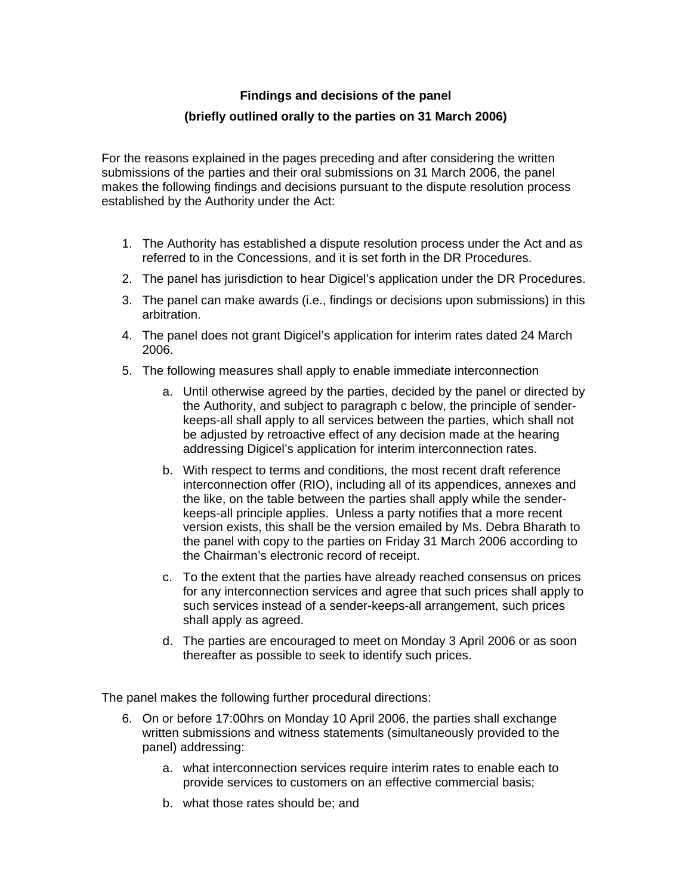**Findings and decisions of the panel**

**(briefly outlined orally to the parties on 31 March 2006)**

For the reasons explained in the pages preceding and after considering the written submissions of the parties and their oral submissions on 31 March 2006, the panel makes the following findings and decisions pursuant to the dispute resolution process established by the Authority under the Act:

1. The Authority has established a dispute resolution process under the Act and as referred to in the Concessions, and it is set forth in the DR Procedures.
2. The panel has jurisdiction to hear Digicel's application under the DR Procedures.
3. The panel can make awards (i.e., findings or decisions upon submissions) in this arbitration.
4. The panel does not grant Digicel's application for interim rates dated 24 March 2006.
5. The following measures shall apply to enable immediate interconnection
    a. Until otherwise agreed by the parties, decided by the panel or directed by the Authority, and subject to paragraph c below, the principle of sender-keeps-all shall apply to all services between the parties, which shall not be adjusted by retroactive effect of any decision made at the hearing addressing Digicel's application for interim interconnection rates.
    b. With respect to terms and conditions, the most recent draft reference interconnection offer (RIO), including all of its appendices, annexes and the like, on the table between the parties shall apply while the sender-keeps-all principle applies. Unless a party notifies that a more recent version exists, this shall be the version emailed by Ms. Debra Bharath to the panel with copy to the parties on Friday 31 March 2006 according to the Chairman's electronic record of receipt.
    c. To the extent that the parties have already reached consensus on prices for any interconnection services and agree that such prices shall apply to such services instead of a sender-keeps-all arrangement, such prices shall apply as agreed.
    d. The parties are encouraged to meet on Monday 3 April 2006 or as soon thereafter as possible to seek to identify such prices.

The panel makes the following further procedural directions:

6. On or before 17:00hrs on Monday 10 April 2006, the parties shall exchange written submissions and witness statements (simultaneously provided to the panel) addressing:
    a. what interconnection services require interim rates to enable each to provide services to customers on an effective commercial basis;
    b. what those rates should be; and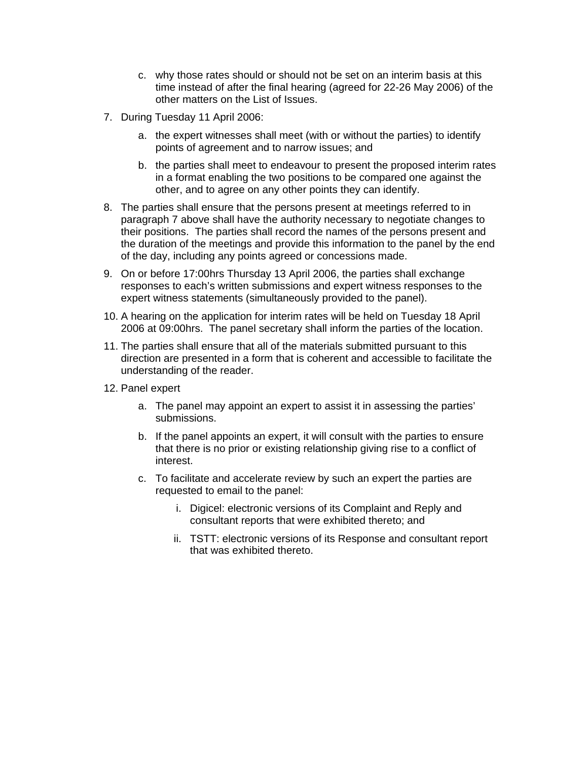c. why those rates should or should not be set on an interim basis at this time instead of after the final hearing (agreed for 22-26 May 2006) of the other matters on the List of Issues.

7. During Tuesday 11 April 2006:

   a. the expert witnesses shall meet (with or without the parties) to identify points of agreement and to narrow issues; and

   b. the parties shall meet to endeavour to present the proposed interim rates in a format enabling the two positions to be compared one against the other, and to agree on any other points they can identify.

8. The parties shall ensure that the persons present at meetings referred to in paragraph 7 above shall have the authority necessary to negotiate changes to their positions. The parties shall record the names of the persons present and the duration of the meetings and provide this information to the panel by the end of the day, including any points agreed or concessions made.

9. On or before 17:00hrs Thursday 13 April 2006, the parties shall exchange responses to each's written submissions and expert witness responses to the expert witness statements (simultaneously provided to the panel).

10. A hearing on the application for interim rates will be held on Tuesday 18 April 2006 at 09:00hrs. The panel secretary shall inform the parties of the location.

11. The parties shall ensure that all of the materials submitted pursuant to this direction are presented in a form that is coherent and accessible to facilitate the understanding of the reader.

12. Panel expert

    a. The panel may appoint an expert to assist it in assessing the parties' submissions.

    b. If the panel appoints an expert, it will consult with the parties to ensure that there is no prior or existing relationship giving rise to a conflict of interest.

    c. To facilitate and accelerate review by such an expert the parties are requested to email to the panel:

       i. Digicel: electronic versions of its Complaint and Reply and consultant reports that were exhibited thereto; and

       ii. TSTT: electronic versions of its Response and consultant report that was exhibited thereto.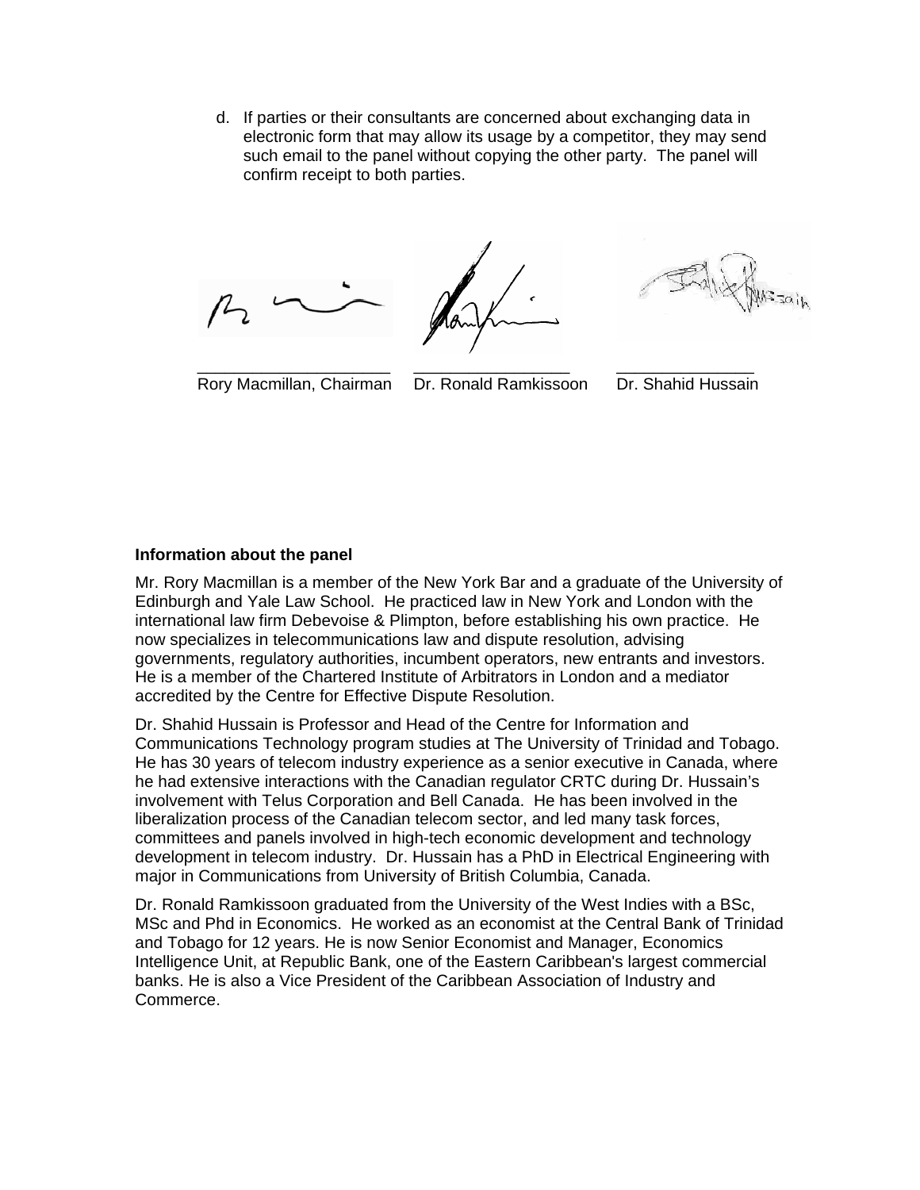d. If parties or their consultants are concerned about exchanging data in electronic form that may allow its usage by a competitor, they may send such email to the panel without copying the other party. The panel will confirm receipt to both parties.

| | | |
|---|---|---|
| Rory Macmillan, Chairman | Dr. Ronald Ramkissoon | Dr. Shahid Hussain |

**Information about the panel**

Mr. Rory Macmillan is a member of the New York Bar and a graduate of the University of Edinburgh and Yale Law School. He practiced law in New York and London with the international law firm Debevoise & Plimpton, before establishing his own practice. He now specializes in telecommunications law and dispute resolution, advising governments, regulatory authorities, incumbent operators, new entrants and investors. He is a member of the Chartered Institute of Arbitrators in London and a mediator accredited by the Centre for Effective Dispute Resolution.

Dr. Shahid Hussain is Professor and Head of the Centre for Information and Communications Technology program studies at The University of Trinidad and Tobago. He has 30 years of telecom industry experience as a senior executive in Canada, where he had extensive interactions with the Canadian regulator CRTC during Dr. Hussain's involvement with Telus Corporation and Bell Canada. He has been involved in the liberalization process of the Canadian telecom sector, and led many task forces, committees and panels involved in high-tech economic development and technology development in telecom industry. Dr. Hussain has a PhD in Electrical Engineering with major in Communications from University of British Columbia, Canada.

Dr. Ronald Ramkissoon graduated from the University of the West Indies with a BSc, MSc and Phd in Economics. He worked as an economist at the Central Bank of Trinidad and Tobago for 12 years. He is now Senior Economist and Manager, Economics Intelligence Unit, at Republic Bank, one of the Eastern Caribbean's largest commercial banks. He is also a Vice President of the Caribbean Association of Industry and Commerce.